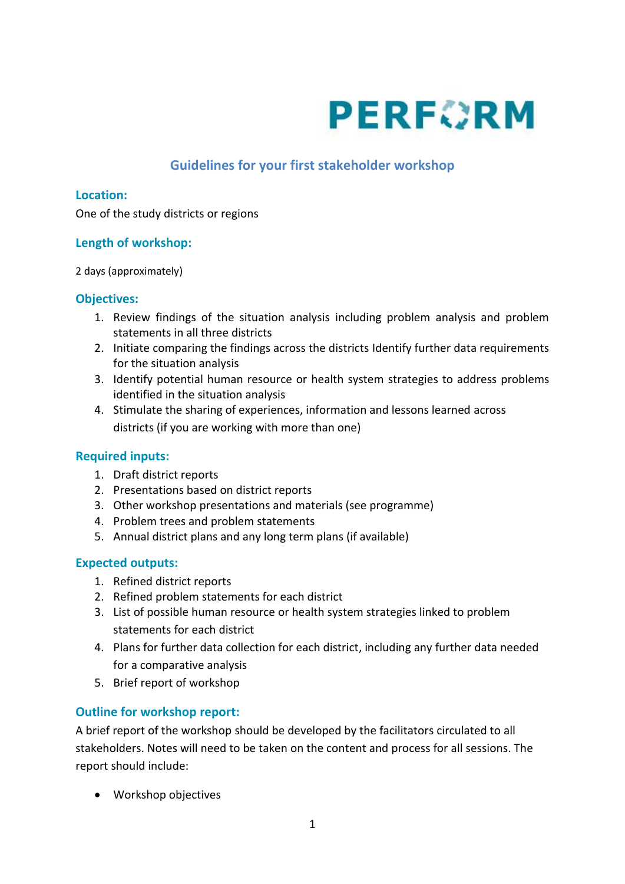PERFORM

# Guidelines for your first stakeholder workshop

## Location:

One of the study districts or regions

## Length of workshop:

2 days (approximately)

## Objectives:

1. Review findings of the situation analysis including problem analysis and problem statements in all three districts
2. Initiate comparing the findings across the districts Identify further data requirements for the situation analysis
3. Identify potential human resource or health system strategies to address problems identified in the situation analysis
4. Stimulate the sharing of experiences, information and lessons learned across districts (if you are working with more than one)

## Required inputs:

1. Draft district reports
2. Presentations based on district reports
3. Other workshop presentations and materials (see programme)
4. Problem trees and problem statements
5. Annual district plans and any long term plans (if available)

## Expected outputs:

1. Refined district reports
2. Refined problem statements for each district
3. List of possible human resource or health system strategies linked to problem statements for each district
4. Plans for further data collection for each district, including any further data needed for a comparative analysis
5. Brief report of workshop

## Outline for workshop report:

A brief report of the workshop should be developed by the facilitators circulated to all stakeholders. Notes will need to be taken on the content and process for all sessions. The report should include:

- Workshop objectives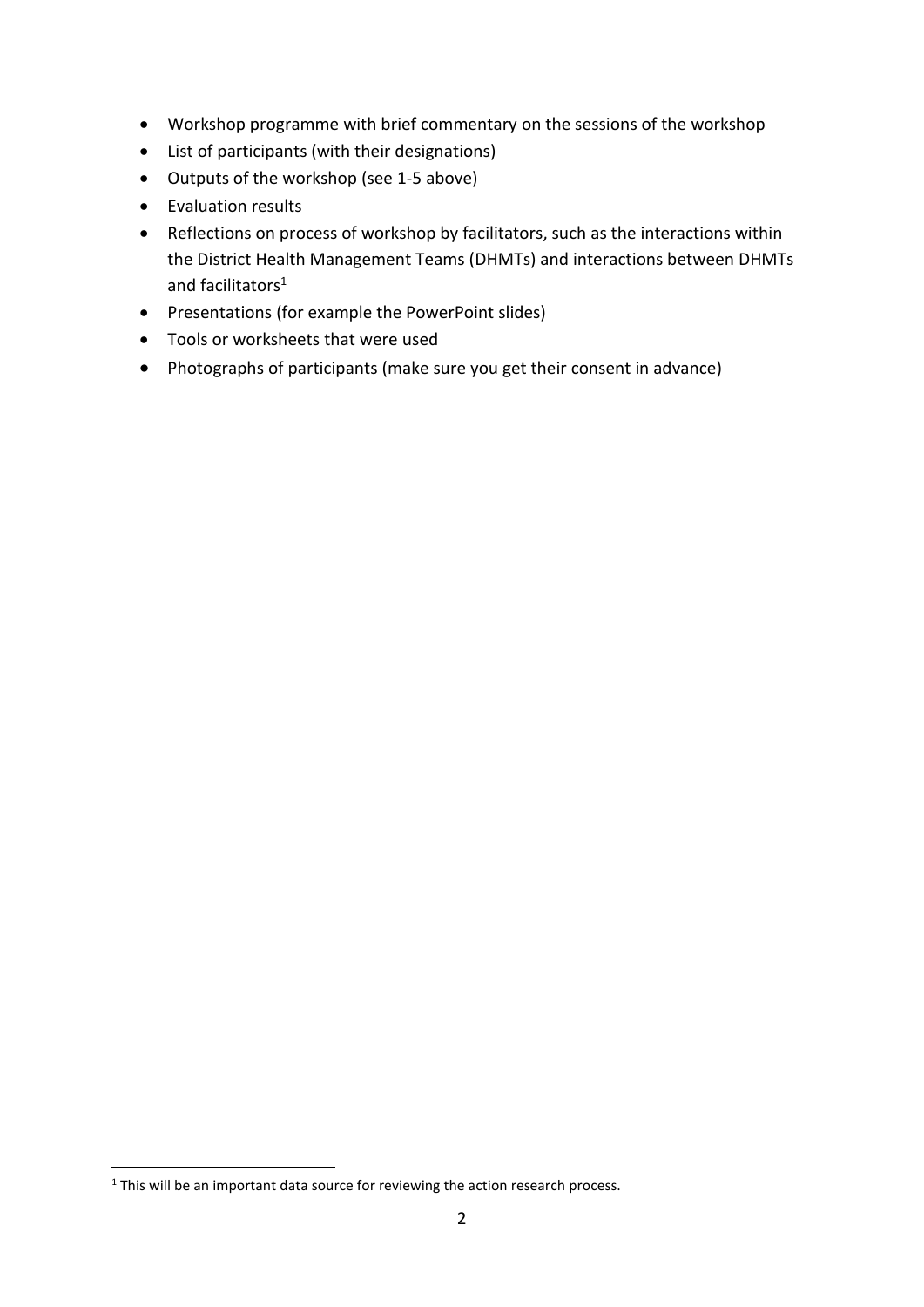- Workshop programme with brief commentary on the sessions of the workshop
- List of participants (with their designations)
- Outputs of the workshop (see 1-5 above)
- Evaluation results
- Reflections on process of workshop by facilitators, such as the interactions within the District Health Management Teams (DHMTs) and interactions between DHMTs and facilitators[1]
- Presentations (for example the PowerPoint slides)
- Tools or worksheets that were used
- Photographs of participants (make sure you get their consent in advance)

[1] This will be an important data source for reviewing the action research process.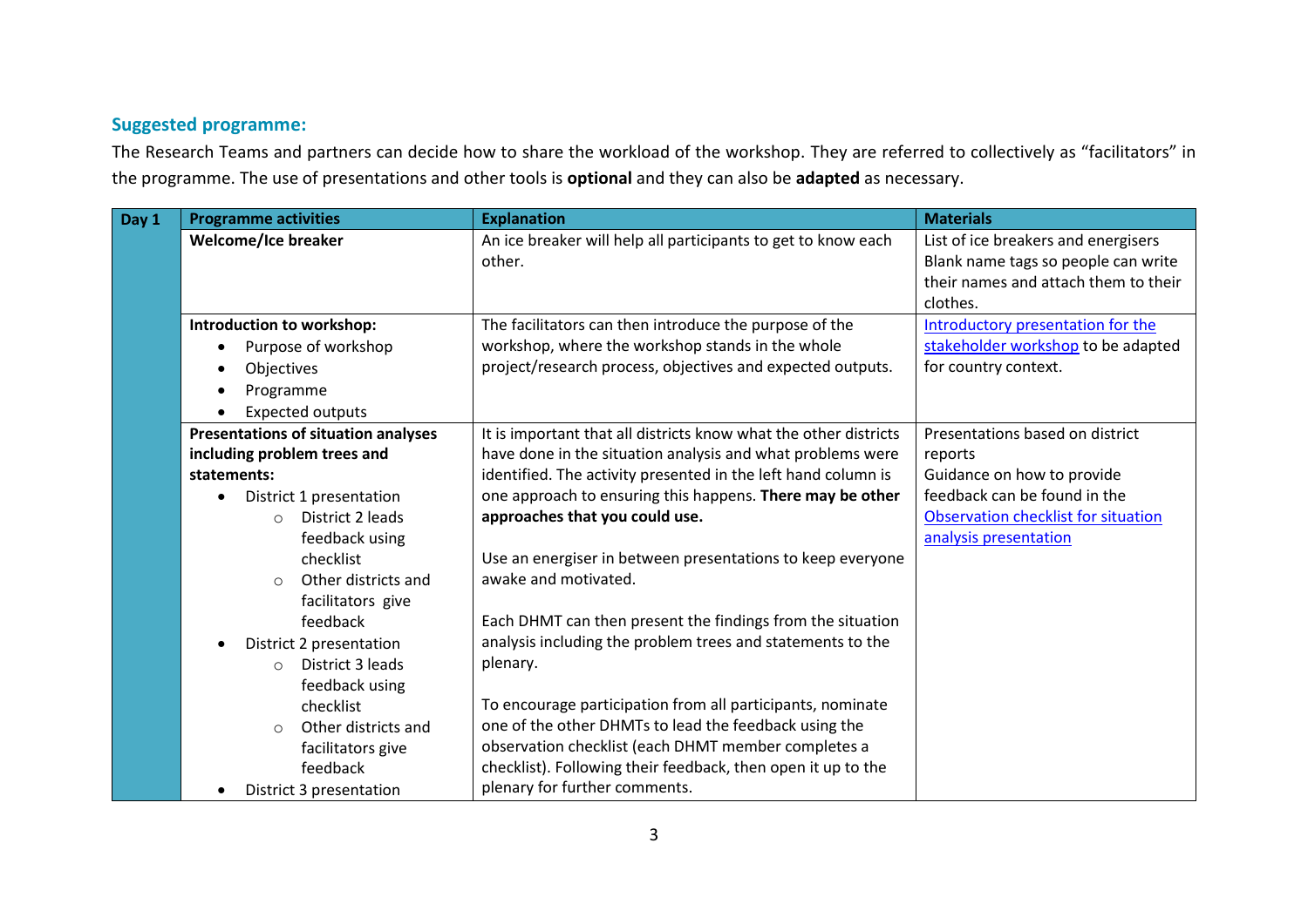## Suggested programme:

The Research Teams and partners can decide how to share the workload of the workshop. They are referred to collectively as "facilitators" in the programme. The use of presentations and other tools is **optional** and they can also be **adapted** as necessary.

| Day 1 | Programme activities | Explanation | Materials |
|---|---|---|---|
| | **Welcome/Ice breaker** | An ice breaker will help all participants to get to know each other. | List of ice breakers and energisers<br>Blank name tags so people can write their names and attach them to their clothes. |
| | **Introduction to workshop:**<br>• Purpose of workshop<br>• Objectives<br>• Programme<br>• Expected outputs | The facilitators can then introduce the purpose of the workshop, where the workshop stands in the whole project/research process, objectives and expected outputs. | [Introductory presentation for the stakeholder workshop]() to be adapted for country context. |
| | **Presentations of situation analyses including problem trees and statements:**<br>• District 1 presentation<br>  ○ District 2 leads feedback using checklist<br>  ○ Other districts and facilitators give feedback<br>• District 2 presentation<br>  ○ District 3 leads feedback using checklist<br>  ○ Other districts and facilitators give feedback<br>• District 3 presentation | It is important that all districts know what the other districts have done in the situation analysis and what problems were identified. The activity presented in the left hand column is one approach to ensuring this happens. **There may be other approaches that you could use.**<br><br>Use an energiser in between presentations to keep everyone awake and motivated.<br><br>Each DHMT can then present the findings from the situation analysis including the problem trees and statements to the plenary.<br><br>To encourage participation from all participants, nominate one of the other DHMTs to lead the feedback using the observation checklist (each DHMT member completes a checklist). Following their feedback, then open it up to the plenary for further comments. | Presentations based on district reports<br>Guidance on how to provide feedback can be found in the [Observation checklist for situation analysis presentation]() |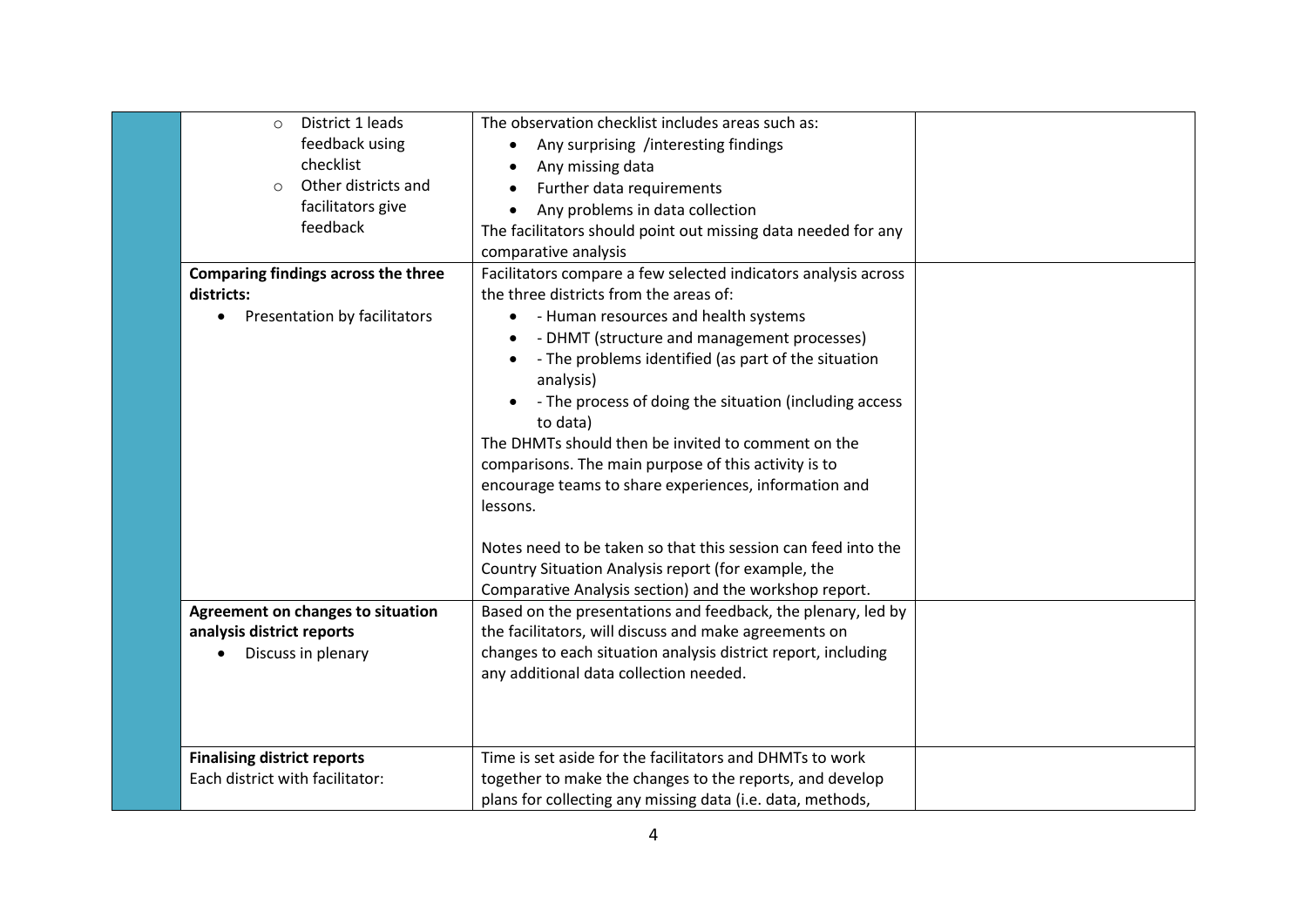| | | | |
|---|---|---|---|
| | ○ District 1 leads feedback using checklist<br>○ Other districts and facilitators give feedback | The observation checklist includes areas such as:<br>• Any surprising /interesting findings<br>• Any missing data<br>• Further data requirements<br>• Any problems in data collection<br>The facilitators should point out missing data needed for any comparative analysis | |
| | **Comparing findings across the three districts:**<br>• Presentation by facilitators | Facilitators compare a few selected indicators analysis across the three districts from the areas of:<br>• - Human resources and health systems<br>• - DHMT (structure and management processes)<br>• - The problems identified (as part of the situation analysis)<br>• - The process of doing the situation (including access to data)<br>The DHMTs should then be invited to comment on the comparisons. The main purpose of this activity is to encourage teams to share experiences, information and lessons.<br><br>Notes need to be taken so that this session can feed into the Country Situation Analysis report (for example, the Comparative Analysis section) and the workshop report. | |
| | **Agreement on changes to situation analysis district reports**<br>• Discuss in plenary | Based on the presentations and feedback, the plenary, led by the facilitators, will discuss and make agreements on changes to each situation analysis district report, including any additional data collection needed. | |
| | **Finalising district reports**<br>Each district with facilitator: | Time is set aside for the facilitators and DHMTs to work together to make the changes to the reports, and develop plans for collecting any missing data (i.e. data, methods, | |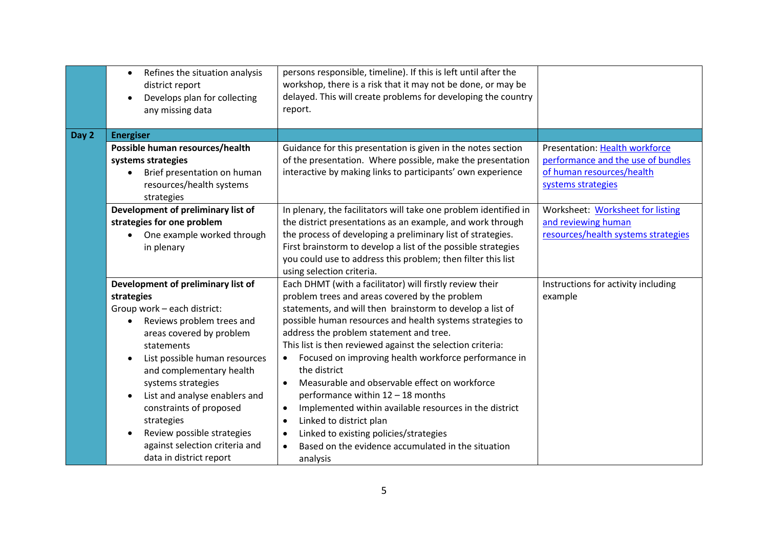| | | | |
|---|---|---|---|
| | • Refines the situation analysis district report<br>• Develops plan for collecting any missing data | persons responsible, timeline). If this is left until after the workshop, there is a risk that it may not be done, or may be delayed. This will create problems for developing the country report. | |
| **Day 2** | **Energiser** | | |
| | **Possible human resources/health systems strategies**<br>• Brief presentation on human resources/health systems strategies | Guidance for this presentation is given in the notes section of the presentation. Where possible, make the presentation interactive by making links to participants' own experience | Presentation: Health workforce performance and the use of bundles of human resources/health systems strategies |
| | **Development of preliminary list of strategies for one problem**<br>• One example worked through in plenary | In plenary, the facilitators will take one problem identified in the district presentations as an example, and work through the process of developing a preliminary list of strategies. First brainstorm to develop a list of the possible strategies you could use to address this problem; then filter this list using selection criteria. | Worksheet: Worksheet for listing and reviewing human resources/health systems strategies |
| | **Development of preliminary list of strategies**<br>Group work – each district:<br>• Reviews problem trees and areas covered by problem statements<br>• List possible human resources and complementary health systems strategies<br>• List and analyse enablers and constraints of proposed strategies<br>• Review possible strategies against selection criteria and data in district report | Each DHMT (with a facilitator) will firstly review their problem trees and areas covered by the problem statements, and will then brainstorm to develop a list of possible human resources and health systems strategies to address the problem statement and tree.<br>This list is then reviewed against the selection criteria:<br>• Focused on improving health workforce performance in the district<br>• Measurable and observable effect on workforce performance within 12 – 18 months<br>• Implemented within available resources in the district<br>• Linked to district plan<br>• Linked to existing policies/strategies<br>• Based on the evidence accumulated in the situation analysis | Instructions for activity including example |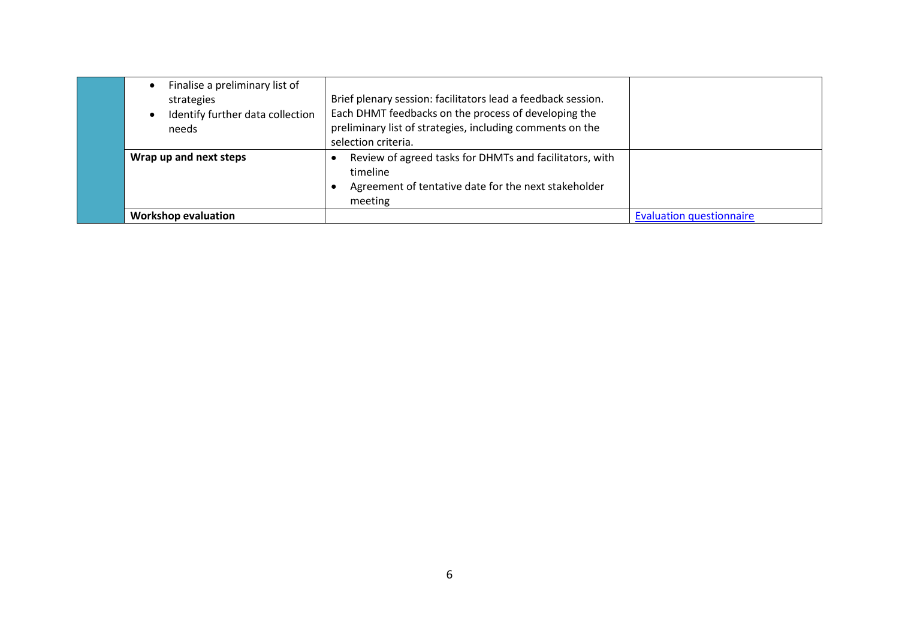| | | | |
|---|---|---|---|
| | • Finalise a preliminary list of strategies<br>• Identify further data collection needs | Brief plenary session: facilitators lead a feedback session. Each DHMT feedbacks on the process of developing the preliminary list of strategies, including comments on the selection criteria. | |
| | **Wrap up and next steps** | • Review of agreed tasks for DHMTs and facilitators, with timeline<br>• Agreement of tentative date for the next stakeholder meeting | |
| | **Workshop evaluation** | | Evaluation questionnaire |